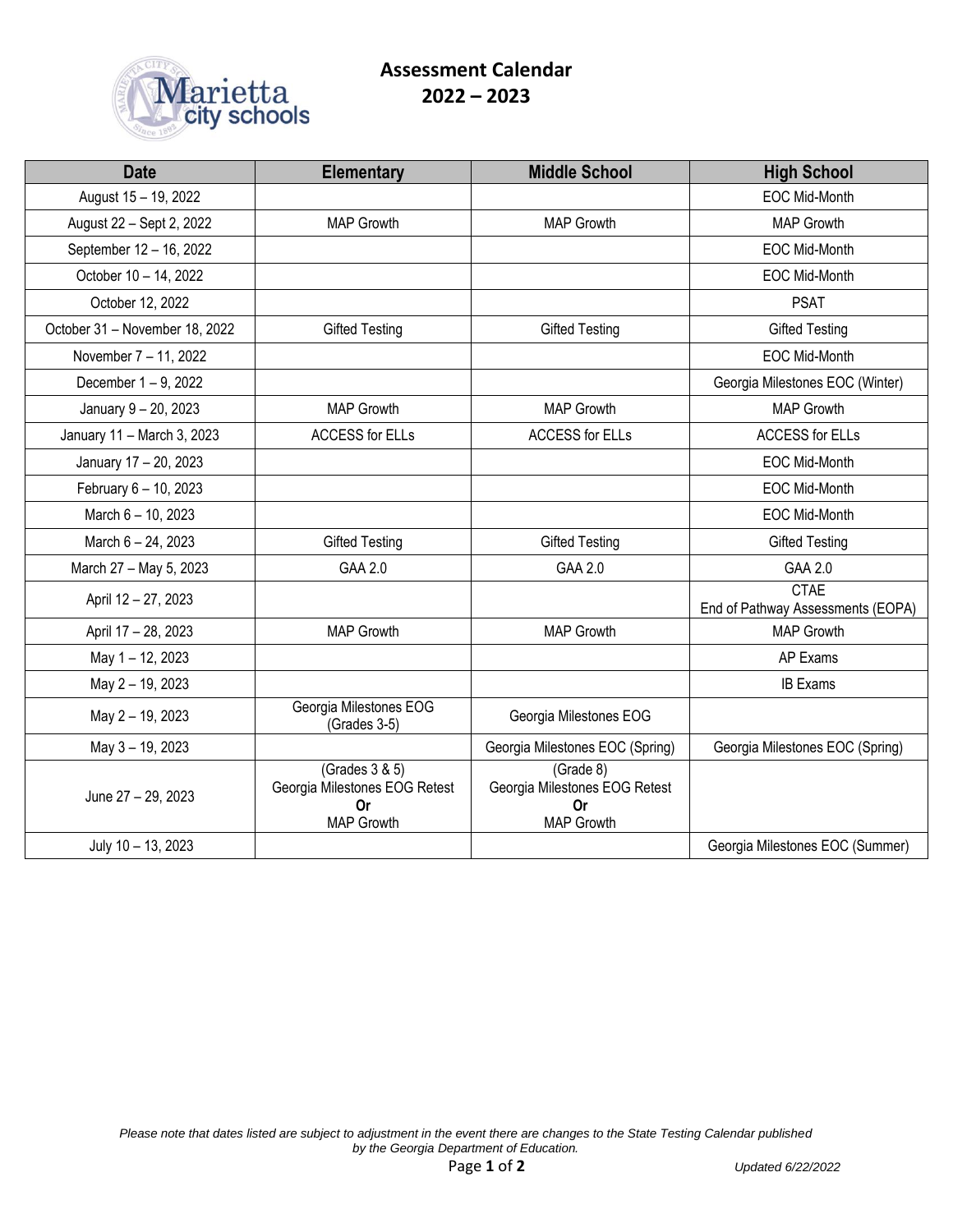# Marietta city schools

## Assessment Calendar 2022 – 2023

| Date | Elementary | Middle School | High School |
|---|---|---|---|
| August 15 – 19, 2022 | | | EOC Mid-Month |
| August 22 – Sept 2, 2022 | MAP Growth | MAP Growth | MAP Growth |
| September 12 – 16, 2022 | | | EOC Mid-Month |
| October 10 – 14, 2022 | | | EOC Mid-Month |
| October 12, 2022 | | | PSAT |
| October 31 – November 18, 2022 | Gifted Testing | Gifted Testing | Gifted Testing |
| November 7 – 11, 2022 | | | EOC Mid-Month |
| December 1 – 9, 2022 | | | Georgia Milestones EOC (Winter) |
| January 9 – 20, 2023 | MAP Growth | MAP Growth | MAP Growth |
| January 11 – March 3, 2023 | ACCESS for ELLs | ACCESS for ELLs | ACCESS for ELLs |
| January 17 – 20, 2023 | | | EOC Mid-Month |
| February 6 – 10, 2023 | | | EOC Mid-Month |
| March 6 – 10, 2023 | | | EOC Mid-Month |
| March 6 – 24, 2023 | Gifted Testing | Gifted Testing | Gifted Testing |
| March 27 – May 5, 2023 | GAA 2.0 | GAA 2.0 | GAA 2.0 |
| April 12 – 27, 2023 | | | CTAE<br>End of Pathway Assessments (EOPA) |
| April 17 – 28, 2023 | MAP Growth | MAP Growth | MAP Growth |
| May 1 – 12, 2023 | | | AP Exams |
| May 2 – 19, 2023 | | | IB Exams |
| May 2 – 19, 2023 | Georgia Milestones EOG (Grades 3-5) | Georgia Milestones EOG | |
| May 3 – 19, 2023 | | Georgia Milestones EOC (Spring) | Georgia Milestones EOC (Spring) |
| June 27 – 29, 2023 | (Grades 3 & 5)<br>Georgia Milestones EOG Retest<br>**Or**<br>MAP Growth | (Grade 8)<br>Georgia Milestones EOG Retest<br>**Or**<br>MAP Growth | |
| July 10 – 13, 2023 | | | Georgia Milestones EOC (Summer) |

*Please note that dates listed are subject to adjustment in the event there are changes to the State Testing Calendar published by the Georgia Department of Education.*

*Updated 6/22/2022*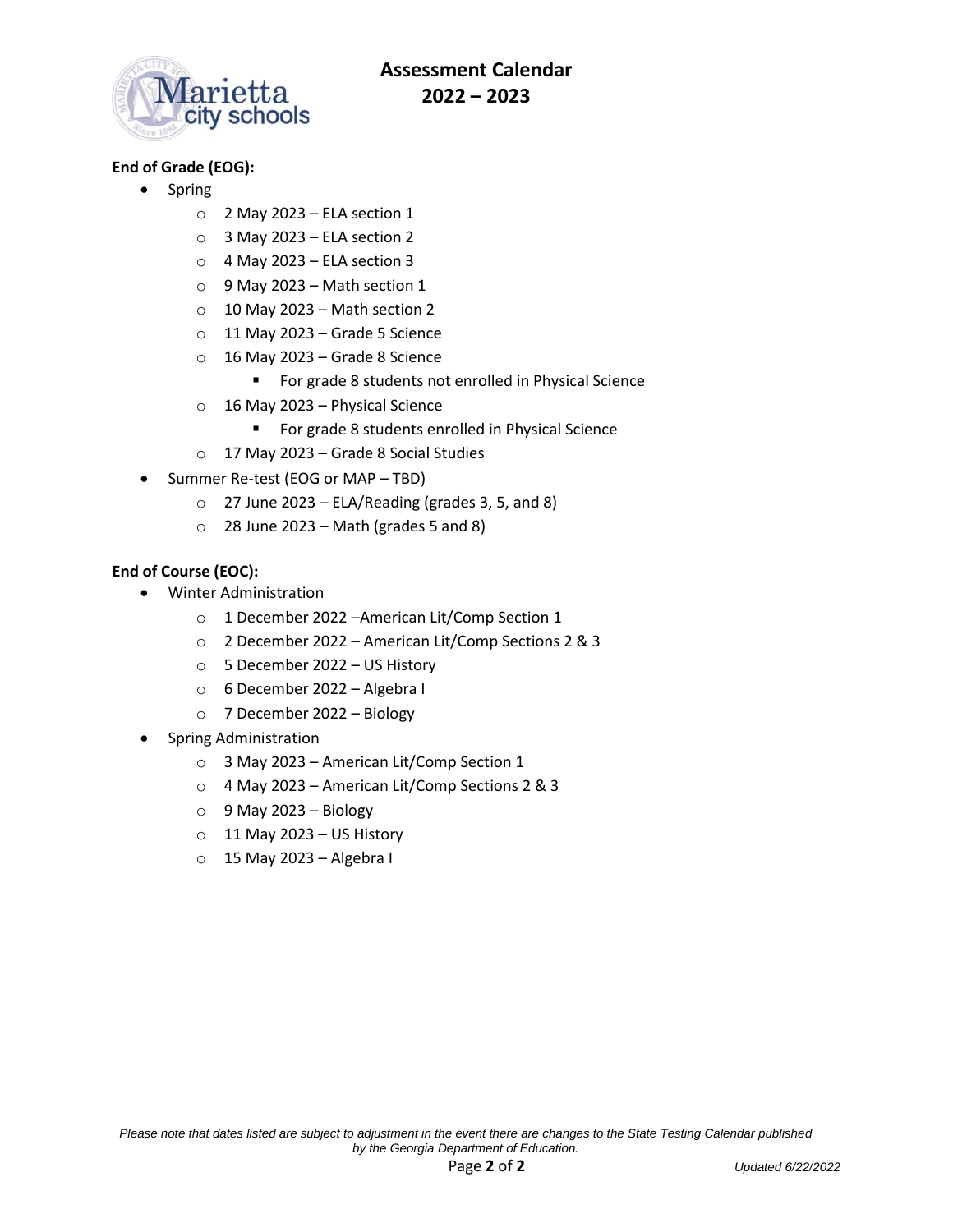# Assessment Calendar 2022 – 2023

**End of Grade (EOG):**

- Spring
  - 2 May 2023 – ELA section 1
  - 3 May 2023 – ELA section 2
  - 4 May 2023 – ELA section 3
  - 9 May 2023 – Math section 1
  - 10 May 2023 – Math section 2
  - 11 May 2023 – Grade 5 Science
  - 16 May 2023 – Grade 8 Science
    - For grade 8 students not enrolled in Physical Science
  - 16 May 2023 – Physical Science
    - For grade 8 students enrolled in Physical Science
  - 17 May 2023 – Grade 8 Social Studies
- Summer Re-test (EOG or MAP – TBD)
  - 27 June 2023 – ELA/Reading (grades 3, 5, and 8)
  - 28 June 2023 – Math (grades 5 and 8)

**End of Course (EOC):**

- Winter Administration
  - 1 December 2022 –American Lit/Comp Section 1
  - 2 December 2022 – American Lit/Comp Sections 2 & 3
  - 5 December 2022 – US History
  - 6 December 2022 – Algebra I
  - 7 December 2022 – Biology
- Spring Administration
  - 3 May 2023 – American Lit/Comp Section 1
  - 4 May 2023 – American Lit/Comp Sections 2 & 3
  - 9 May 2023 – Biology
  - 11 May 2023 – US History
  - 15 May 2023 – Algebra I

*Please note that dates listed are subject to adjustment in the event there are changes to the State Testing Calendar published by the Georgia Department of Education.*

*Updated 6/22/2022*